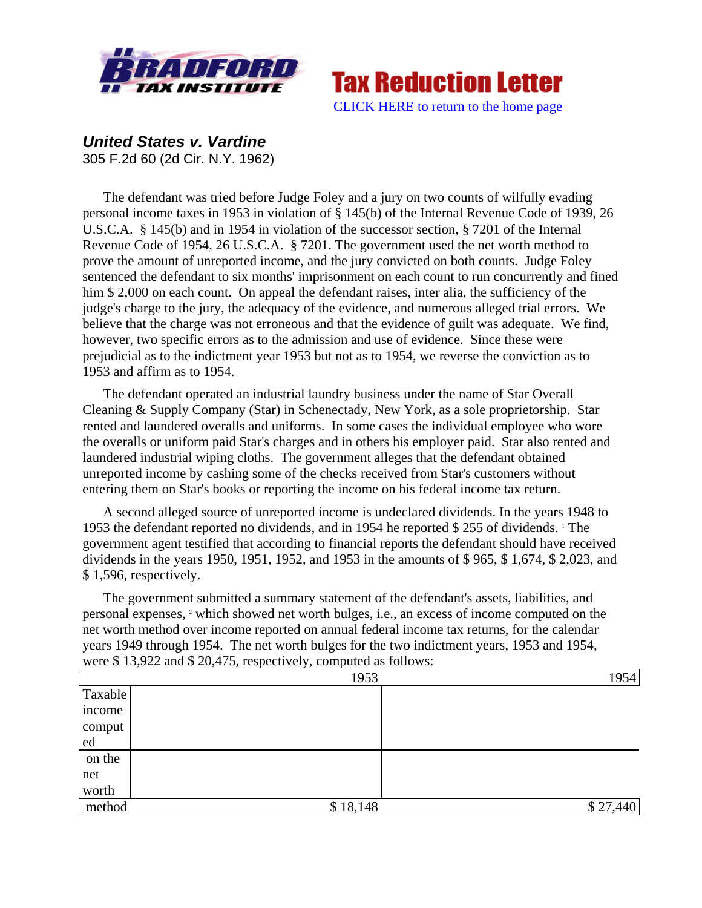Tax Reduction Letter

CLICK HERE to return to the home page

## *United States v. Vardine*

305 F.2d 60 (2d Cir. N.Y. 1962)

The defendant was tried before Judge Foley and a jury on two counts of wilfully evading personal income taxes in 1953 in violation of § 145(b) of the Internal Revenue Code of 1939, 26 U.S.C.A. § 145(b) and in 1954 in violation of the successor section, § 7201 of the Internal Revenue Code of 1954, 26 U.S.C.A. § 7201. The government used the net worth method to prove the amount of unreported income, and the jury convicted on both counts. Judge Foley sentenced the defendant to six months' imprisonment on each count to run concurrently and fined him $ 2,000 on each count. On appeal the defendant raises, inter alia, the sufficiency of the judge's charge to the jury, the adequacy of the evidence, and numerous alleged trial errors. We believe that the charge was not erroneous and that the evidence of guilt was adequate. We find, however, two specific errors as to the admission and use of evidence. Since these were prejudicial as to the indictment year 1953 but not as to 1954, we reverse the conviction as to 1953 and affirm as to 1954.

The defendant operated an industrial laundry business under the name of Star Overall Cleaning & Supply Company (Star) in Schenectady, New York, as a sole proprietorship. Star rented and laundered overalls and uniforms. In some cases the individual employee who wore the overalls or uniform paid Star's charges and in others his employer paid. Star also rented and laundered industrial wiping cloths. The government alleges that the defendant obtained unreported income by cashing some of the checks received from Star's customers without entering them on Star's books or reporting the income on his federal income tax return.

A second alleged source of unreported income is undeclared dividends. In the years 1948 to 1953 the defendant reported no dividends, and in 1954 he reported $ 255 of dividends. [1] The government agent testified that according to financial reports the defendant should have received dividends in the years 1950, 1951, 1952, and 1953 in the amounts of $ 965, $ 1,674, $ 2,023, and $ 1,596, respectively.

The government submitted a summary statement of the defendant's assets, liabilities, and personal expenses, [2] which showed net worth bulges, i.e., an excess of income computed on the net worth method over income reported on annual federal income tax returns, for the calendar years 1949 through 1954. The net worth bulges for the two indictment years, 1953 and 1954, were $ 13,922 and $ 20,475, respectively, computed as follows:

| | 1953 | 1954 |
|---|---|---|
| Taxable income computed on the net worth method | $ 18,148 | $ 27,440 |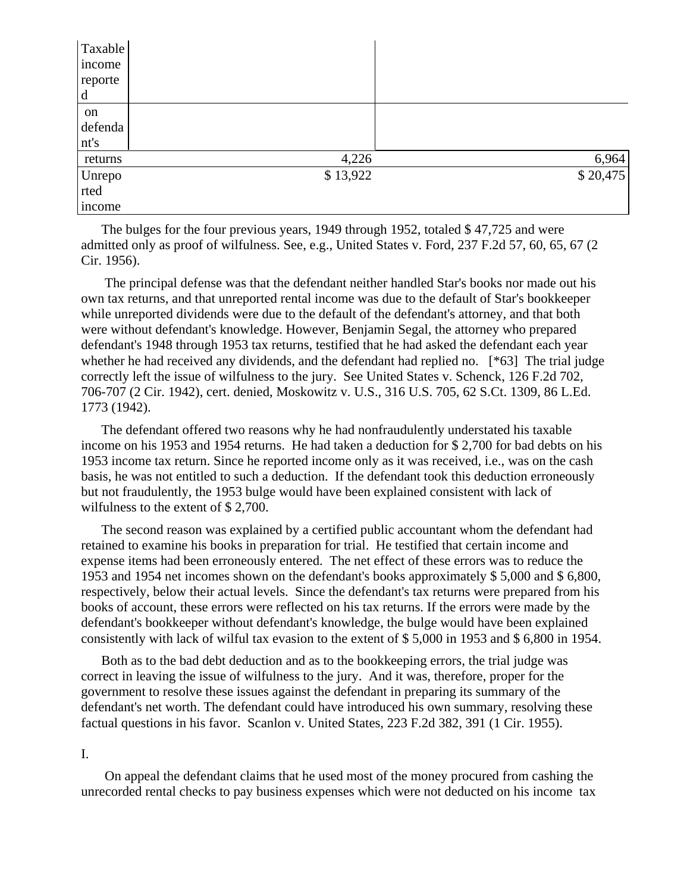| | | |
|---|---|---|
| Taxable income reported on defendant's returns | 4,226 | 6,964 |
| Unreported income | $ 13,922 | $ 20,475 |

The bulges for the four previous years, 1949 through 1952, totaled $ 47,725 and were admitted only as proof of wilfulness. See, e.g., United States v. Ford, 237 F.2d 57, 60, 65, 67 (2 Cir. 1956).

The principal defense was that the defendant neither handled Star's books nor made out his own tax returns, and that unreported rental income was due to the default of Star's bookkeeper while unreported dividends were due to the default of the defendant's attorney, and that both were without defendant's knowledge. However, Benjamin Segal, the attorney who prepared defendant's 1948 through 1953 tax returns, testified that he had asked the defendant each year whether he had received any dividends, and the defendant had replied no. [*63] The trial judge correctly left the issue of wilfulness to the jury. See United States v. Schenck, 126 F.2d 702, 706-707 (2 Cir. 1942), cert. denied, Moskowitz v. U.S., 316 U.S. 705, 62 S.Ct. 1309, 86 L.Ed. 1773 (1942).

The defendant offered two reasons why he had nonfraudulently understated his taxable income on his 1953 and 1954 returns. He had taken a deduction for $ 2,700 for bad debts on his 1953 income tax return. Since he reported income only as it was received, i.e., was on the cash basis, he was not entitled to such a deduction. If the defendant took this deduction erroneously but not fraudulently, the 1953 bulge would have been explained consistent with lack of wilfulness to the extent of $ 2,700.

The second reason was explained by a certified public accountant whom the defendant had retained to examine his books in preparation for trial. He testified that certain income and expense items had been erroneously entered. The net effect of these errors was to reduce the 1953 and 1954 net incomes shown on the defendant's books approximately $ 5,000 and $ 6,800, respectively, below their actual levels. Since the defendant's tax returns were prepared from his books of account, these errors were reflected on his tax returns. If the errors were made by the defendant's bookkeeper without defendant's knowledge, the bulge would have been explained consistently with lack of wilful tax evasion to the extent of $ 5,000 in 1953 and $ 6,800 in 1954.

Both as to the bad debt deduction and as to the bookkeeping errors, the trial judge was correct in leaving the issue of wilfulness to the jury. And it was, therefore, proper for the government to resolve these issues against the defendant in preparing its summary of the defendant's net worth. The defendant could have introduced his own summary, resolving these factual questions in his favor. Scanlon v. United States, 223 F.2d 382, 391 (1 Cir. 1955).

I.

On appeal the defendant claims that he used most of the money procured from cashing the unrecorded rental checks to pay business expenses which were not deducted on his income tax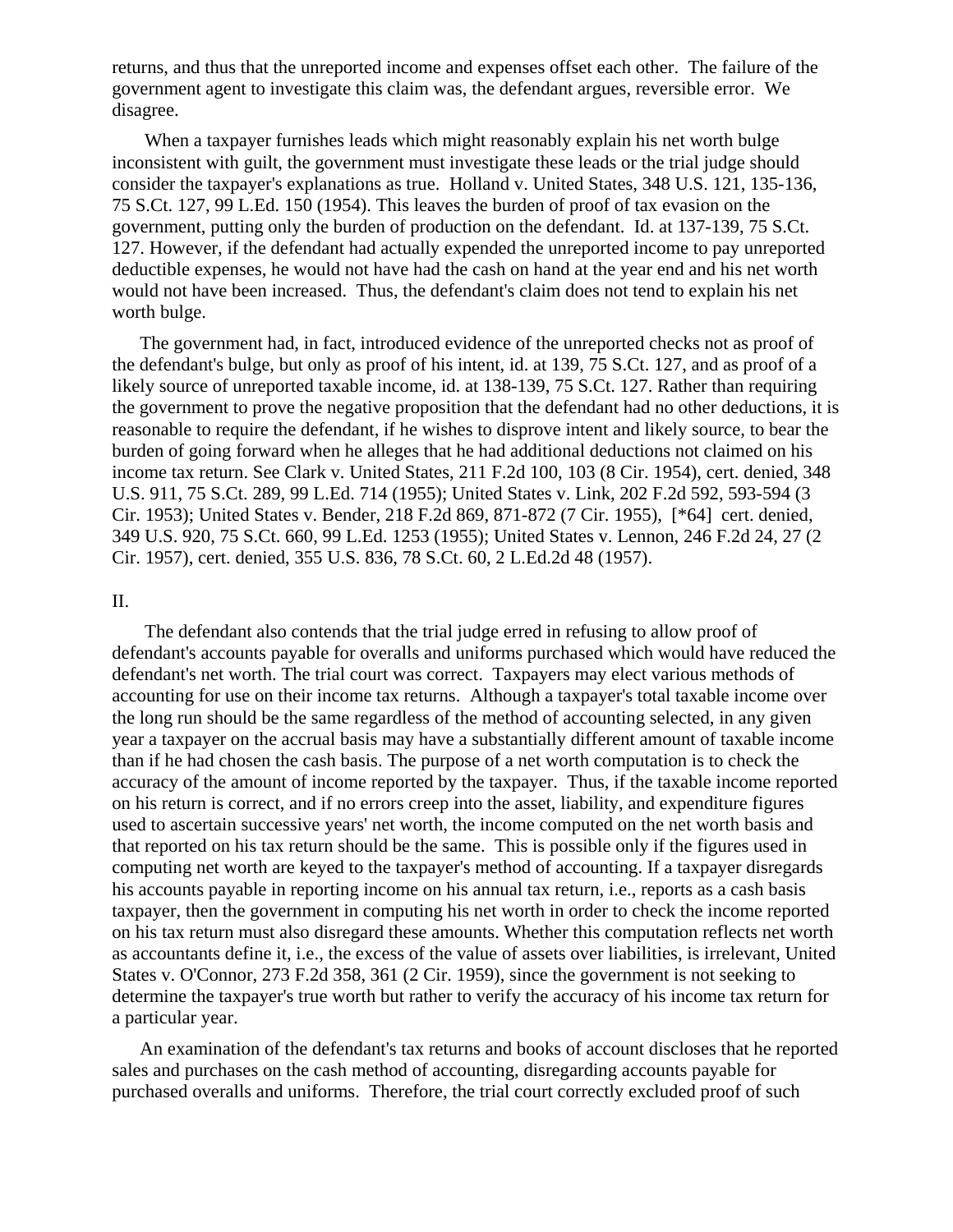returns, and thus that the unreported income and expenses offset each other. The failure of the government agent to investigate this claim was, the defendant argues, reversible error. We disagree.

When a taxpayer furnishes leads which might reasonably explain his net worth bulge inconsistent with guilt, the government must investigate these leads or the trial judge should consider the taxpayer's explanations as true. Holland v. United States, 348 U.S. 121, 135-136, 75 S.Ct. 127, 99 L.Ed. 150 (1954). This leaves the burden of proof of tax evasion on the government, putting only the burden of production on the defendant. Id. at 137-139, 75 S.Ct. 127. However, if the defendant had actually expended the unreported income to pay unreported deductible expenses, he would not have had the cash on hand at the year end and his net worth would not have been increased. Thus, the defendant's claim does not tend to explain his net worth bulge.

The government had, in fact, introduced evidence of the unreported checks not as proof of the defendant's bulge, but only as proof of his intent, id. at 139, 75 S.Ct. 127, and as proof of a likely source of unreported taxable income, id. at 138-139, 75 S.Ct. 127. Rather than requiring the government to prove the negative proposition that the defendant had no other deductions, it is reasonable to require the defendant, if he wishes to disprove intent and likely source, to bear the burden of going forward when he alleges that he had additional deductions not claimed on his income tax return. See Clark v. United States, 211 F.2d 100, 103 (8 Cir. 1954), cert. denied, 348 U.S. 911, 75 S.Ct. 289, 99 L.Ed. 714 (1955); United States v. Link, 202 F.2d 592, 593-594 (3 Cir. 1953); United States v. Bender, 218 F.2d 869, 871-872 (7 Cir. 1955), [*64] cert. denied, 349 U.S. 920, 75 S.Ct. 660, 99 L.Ed. 1253 (1955); United States v. Lennon, 246 F.2d 24, 27 (2 Cir. 1957), cert. denied, 355 U.S. 836, 78 S.Ct. 60, 2 L.Ed.2d 48 (1957).

II.

The defendant also contends that the trial judge erred in refusing to allow proof of defendant's accounts payable for overalls and uniforms purchased which would have reduced the defendant's net worth. The trial court was correct. Taxpayers may elect various methods of accounting for use on their income tax returns. Although a taxpayer's total taxable income over the long run should be the same regardless of the method of accounting selected, in any given year a taxpayer on the accrual basis may have a substantially different amount of taxable income than if he had chosen the cash basis. The purpose of a net worth computation is to check the accuracy of the amount of income reported by the taxpayer. Thus, if the taxable income reported on his return is correct, and if no errors creep into the asset, liability, and expenditure figures used to ascertain successive years' net worth, the income computed on the net worth basis and that reported on his tax return should be the same. This is possible only if the figures used in computing net worth are keyed to the taxpayer's method of accounting. If a taxpayer disregards his accounts payable in reporting income on his annual tax return, i.e., reports as a cash basis taxpayer, then the government in computing his net worth in order to check the income reported on his tax return must also disregard these amounts. Whether this computation reflects net worth as accountants define it, i.e., the excess of the value of assets over liabilities, is irrelevant, United States v. O'Connor, 273 F.2d 358, 361 (2 Cir. 1959), since the government is not seeking to determine the taxpayer's true worth but rather to verify the accuracy of his income tax return for a particular year.

An examination of the defendant's tax returns and books of account discloses that he reported sales and purchases on the cash method of accounting, disregarding accounts payable for purchased overalls and uniforms. Therefore, the trial court correctly excluded proof of such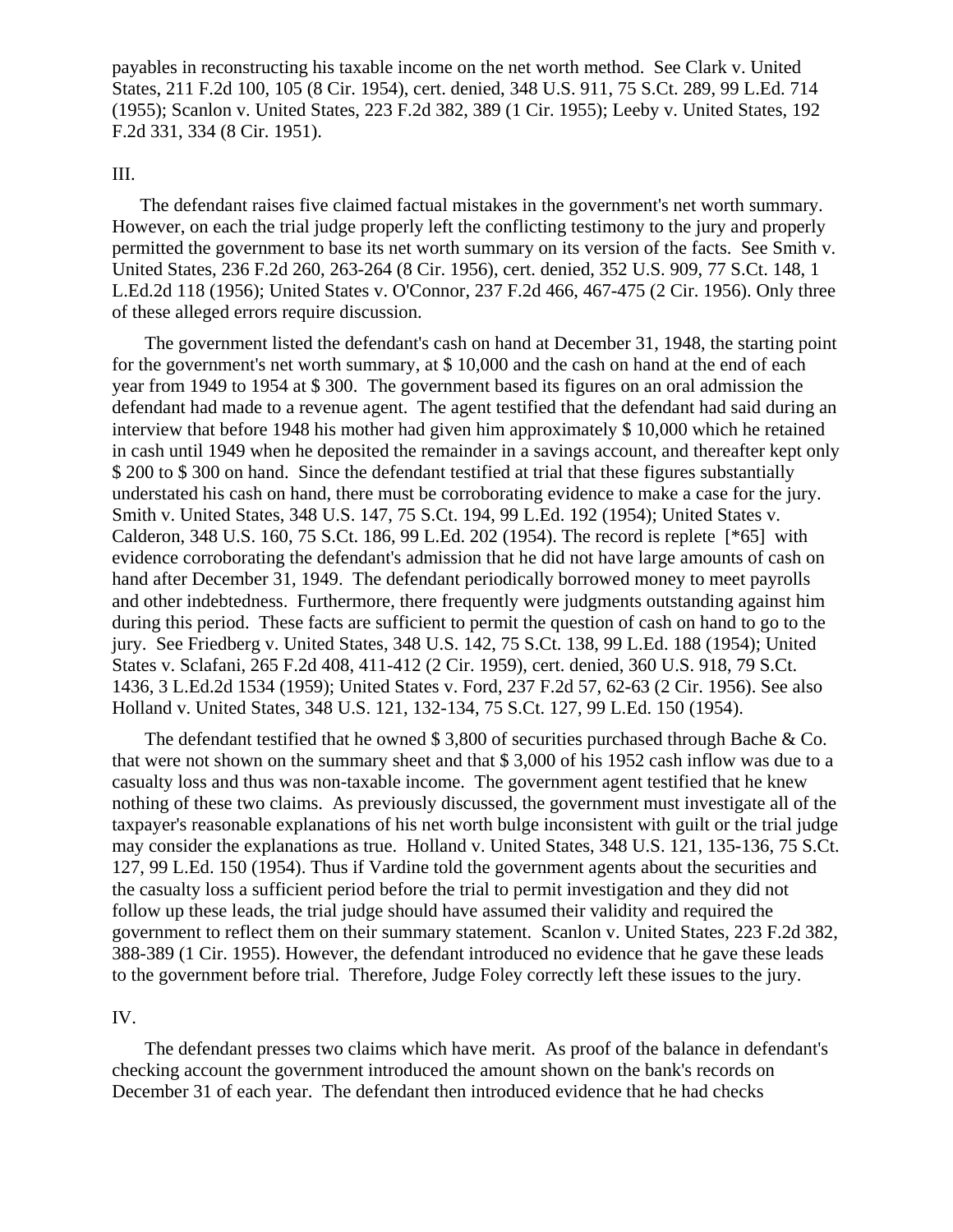payables in reconstructing his taxable income on the net worth method. See Clark v. United States, 211 F.2d 100, 105 (8 Cir. 1954), cert. denied, 348 U.S. 911, 75 S.Ct. 289, 99 L.Ed. 714 (1955); Scanlon v. United States, 223 F.2d 382, 389 (1 Cir. 1955); Leeby v. United States, 192 F.2d 331, 334 (8 Cir. 1951).

III.

The defendant raises five claimed factual mistakes in the government's net worth summary. However, on each the trial judge properly left the conflicting testimony to the jury and properly permitted the government to base its net worth summary on its version of the facts. See Smith v. United States, 236 F.2d 260, 263-264 (8 Cir. 1956), cert. denied, 352 U.S. 909, 77 S.Ct. 148, 1 L.Ed.2d 118 (1956); United States v. O'Connor, 237 F.2d 466, 467-475 (2 Cir. 1956). Only three of these alleged errors require discussion.

The government listed the defendant's cash on hand at December 31, 1948, the starting point for the government's net worth summary, at $ 10,000 and the cash on hand at the end of each year from 1949 to 1954 at $ 300. The government based its figures on an oral admission the defendant had made to a revenue agent. The agent testified that the defendant had said during an interview that before 1948 his mother had given him approximately $ 10,000 which he retained in cash until 1949 when he deposited the remainder in a savings account, and thereafter kept only $ 200 to $ 300 on hand. Since the defendant testified at trial that these figures substantially understated his cash on hand, there must be corroborating evidence to make a case for the jury. Smith v. United States, 348 U.S. 147, 75 S.Ct. 194, 99 L.Ed. 192 (1954); United States v. Calderon, 348 U.S. 160, 75 S.Ct. 186, 99 L.Ed. 202 (1954). The record is replete [*65] with evidence corroborating the defendant's admission that he did not have large amounts of cash on hand after December 31, 1949. The defendant periodically borrowed money to meet payrolls and other indebtedness. Furthermore, there frequently were judgments outstanding against him during this period. These facts are sufficient to permit the question of cash on hand to go to the jury. See Friedberg v. United States, 348 U.S. 142, 75 S.Ct. 138, 99 L.Ed. 188 (1954); United States v. Sclafani, 265 F.2d 408, 411-412 (2 Cir. 1959), cert. denied, 360 U.S. 918, 79 S.Ct. 1436, 3 L.Ed.2d 1534 (1959); United States v. Ford, 237 F.2d 57, 62-63 (2 Cir. 1956). See also Holland v. United States, 348 U.S. 121, 132-134, 75 S.Ct. 127, 99 L.Ed. 150 (1954).

The defendant testified that he owned $ 3,800 of securities purchased through Bache & Co. that were not shown on the summary sheet and that $ 3,000 of his 1952 cash inflow was due to a casualty loss and thus was non-taxable income. The government agent testified that he knew nothing of these two claims. As previously discussed, the government must investigate all of the taxpayer's reasonable explanations of his net worth bulge inconsistent with guilt or the trial judge may consider the explanations as true. Holland v. United States, 348 U.S. 121, 135-136, 75 S.Ct. 127, 99 L.Ed. 150 (1954). Thus if Vardine told the government agents about the securities and the casualty loss a sufficient period before the trial to permit investigation and they did not follow up these leads, the trial judge should have assumed their validity and required the government to reflect them on their summary statement. Scanlon v. United States, 223 F.2d 382, 388-389 (1 Cir. 1955). However, the defendant introduced no evidence that he gave these leads to the government before trial. Therefore, Judge Foley correctly left these issues to the jury.

IV.

The defendant presses two claims which have merit. As proof of the balance in defendant's checking account the government introduced the amount shown on the bank's records on December 31 of each year. The defendant then introduced evidence that he had checks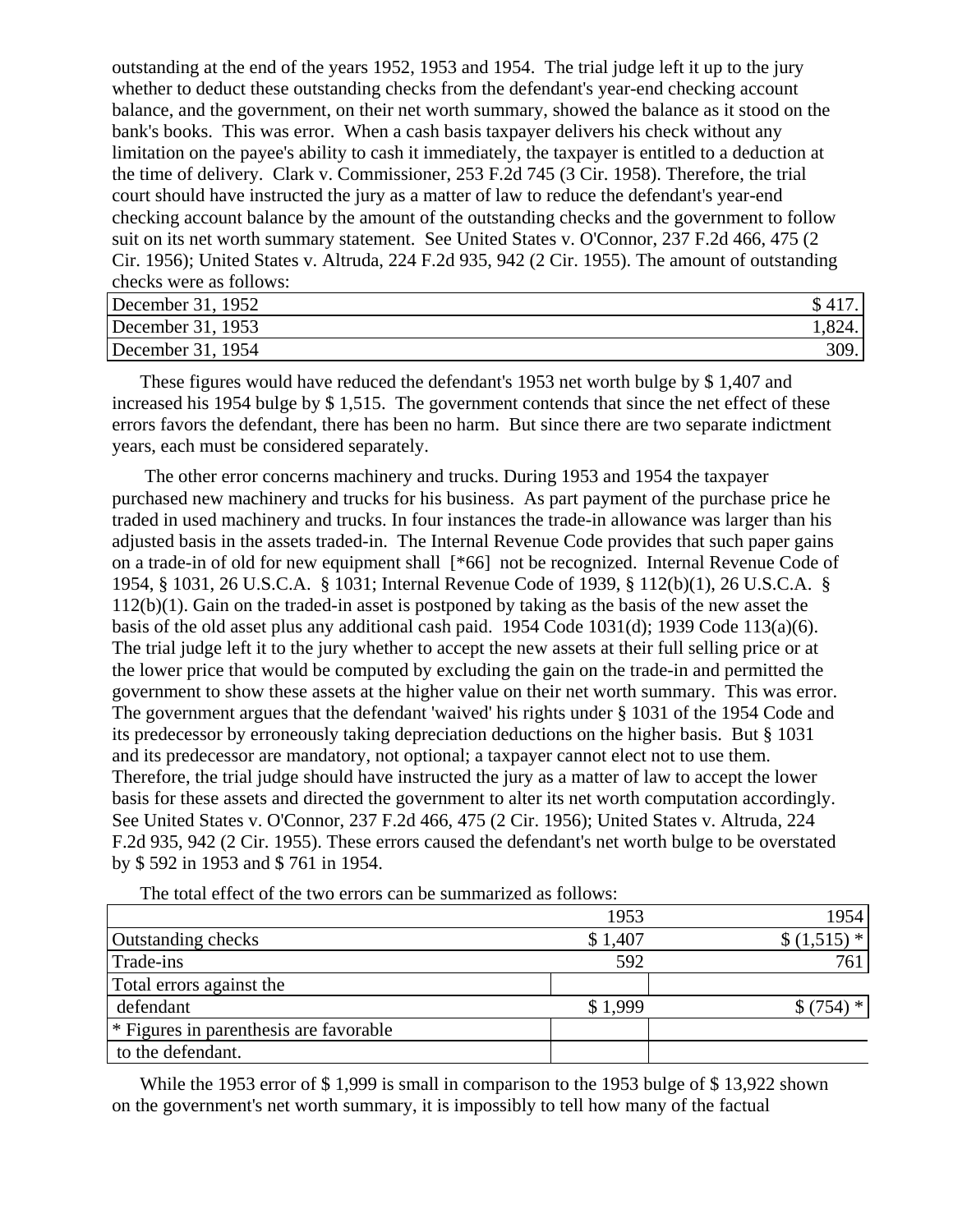outstanding at the end of the years 1952, 1953 and 1954. The trial judge left it up to the jury whether to deduct these outstanding checks from the defendant's year-end checking account balance, and the government, on their net worth summary, showed the balance as it stood on the bank's books. This was error. When a cash basis taxpayer delivers his check without any limitation on the payee's ability to cash it immediately, the taxpayer is entitled to a deduction at the time of delivery. Clark v. Commissioner, 253 F.2d 745 (3 Cir. 1958). Therefore, the trial court should have instructed the jury as a matter of law to reduce the defendant's year-end checking account balance by the amount of the outstanding checks and the government to follow suit on its net worth summary statement. See United States v. O'Connor, 237 F.2d 466, 475 (2 Cir. 1956); United States v. Altruda, 224 F.2d 935, 942 (2 Cir. 1955). The amount of outstanding checks were as follows:

| | |
|---|---|
| December 31, 1952 | $ 417. |
| December 31, 1953 | 1,824. |
| December 31, 1954 | 309. |

These figures would have reduced the defendant's 1953 net worth bulge by $ 1,407 and increased his 1954 bulge by $ 1,515. The government contends that since the net effect of these errors favors the defendant, there has been no harm. But since there are two separate indictment years, each must be considered separately.

The other error concerns machinery and trucks. During 1953 and 1954 the taxpayer purchased new machinery and trucks for his business. As part payment of the purchase price he traded in used machinery and trucks. In four instances the trade-in allowance was larger than his adjusted basis in the assets traded-in. The Internal Revenue Code provides that such paper gains on a trade-in of old for new equipment shall [*66] not be recognized. Internal Revenue Code of 1954, § 1031, 26 U.S.C.A. § 1031; Internal Revenue Code of 1939, § 112(b)(1), 26 U.S.C.A. § 112(b)(1). Gain on the traded-in asset is postponed by taking as the basis of the new asset the basis of the old asset plus any additional cash paid. 1954 Code 1031(d); 1939 Code 113(a)(6). The trial judge left it to the jury whether to accept the new assets at their full selling price or at the lower price that would be computed by excluding the gain on the trade-in and permitted the government to show these assets at the higher value on their net worth summary. This was error. The government argues that the defendant 'waived' his rights under § 1031 of the 1954 Code and its predecessor by erroneously taking depreciation deductions on the higher basis. But § 1031 and its predecessor are mandatory, not optional; a taxpayer cannot elect not to use them. Therefore, the trial judge should have instructed the jury as a matter of law to accept the lower basis for these assets and directed the government to alter its net worth computation accordingly. See United States v. O'Connor, 237 F.2d 466, 475 (2 Cir. 1956); United States v. Altruda, 224 F.2d 935, 942 (2 Cir. 1955). These errors caused the defendant's net worth bulge to be overstated by $ 592 in 1953 and $ 761 in 1954.

The total effect of the two errors can be summarized as follows:

| | 1953 | 1954 |
|---|---|---|
| Outstanding checks | $ 1,407 | $ (1,515) * |
| Trade-ins | 592 | 761 |
| Total errors against the defendant | $ 1,999 | $ (754) * |
| * Figures in parenthesis are favorable to the defendant. | | |

While the 1953 error of $ 1,999 is small in comparison to the 1953 bulge of $ 13,922 shown on the government's net worth summary, it is impossibly to tell how many of the factual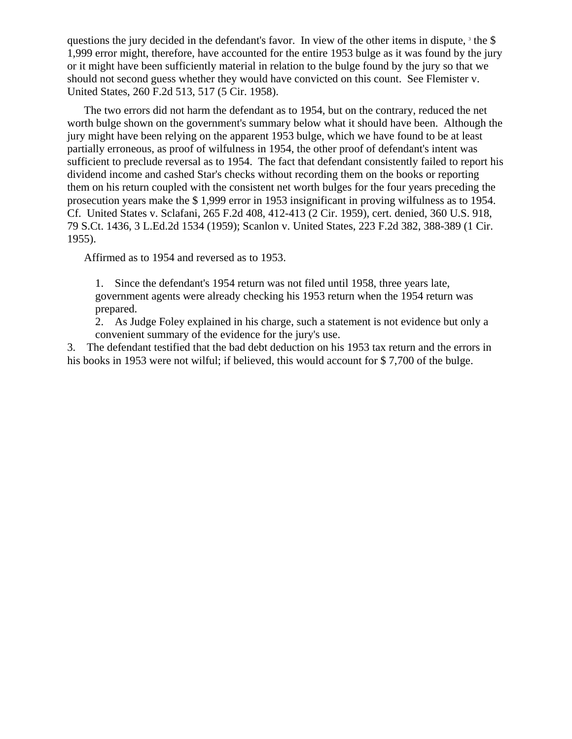questions the jury decided in the defendant's favor. In view of the other items in dispute, [3] the $ 1,999 error might, therefore, have accounted for the entire 1953 bulge as it was found by the jury or it might have been sufficiently material in relation to the bulge found by the jury so that we should not second guess whether they would have convicted on this count. See Flemister v. United States, 260 F.2d 513, 517 (5 Cir. 1958).

The two errors did not harm the defendant as to 1954, but on the contrary, reduced the net worth bulge shown on the government's summary below what it should have been. Although the jury might have been relying on the apparent 1953 bulge, which we have found to be at least partially erroneous, as proof of wilfulness in 1954, the other proof of defendant's intent was sufficient to preclude reversal as to 1954. The fact that defendant consistently failed to report his dividend income and cashed Star's checks without recording them on the books or reporting them on his return coupled with the consistent net worth bulges for the four years preceding the prosecution years make the $ 1,999 error in 1953 insignificant in proving wilfulness as to 1954. Cf. United States v. Sclafani, 265 F.2d 408, 412-413 (2 Cir. 1959), cert. denied, 360 U.S. 918, 79 S.Ct. 1436, 3 L.Ed.2d 1534 (1959); Scanlon v. United States, 223 F.2d 382, 388-389 (1 Cir. 1955).

Affirmed as to 1954 and reversed as to 1953.

1. Since the defendant's 1954 return was not filed until 1958, three years late, government agents were already checking his 1953 return when the 1954 return was prepared.

2. As Judge Foley explained in his charge, such a statement is not evidence but only a convenient summary of the evidence for the jury's use.

3. The defendant testified that the bad debt deduction on his 1953 tax return and the errors in his books in 1953 were not wilful; if believed, this would account for $ 7,700 of the bulge.